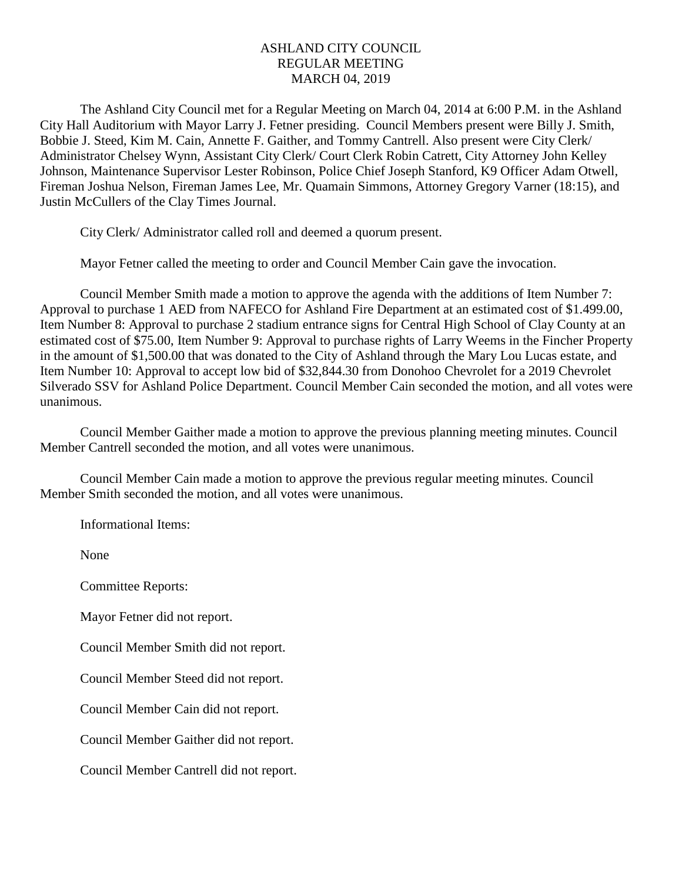# ASHLAND CITY COUNCIL
## REGULAR MEETING
## MARCH 04, 2019

The Ashland City Council met for a Regular Meeting on March 04, 2014 at 6:00 P.M. in the Ashland City Hall Auditorium with Mayor Larry J. Fetner presiding. Council Members present were Billy J. Smith, Bobbie J. Steed, Kim M. Cain, Annette F. Gaither, and Tommy Cantrell. Also present were City Clerk/ Administrator Chelsey Wynn, Assistant City Clerk/ Court Clerk Robin Catrett, City Attorney John Kelley Johnson, Maintenance Supervisor Lester Robinson, Police Chief Joseph Stanford, K9 Officer Adam Otwell, Fireman Joshua Nelson, Fireman James Lee, Mr. Quamain Simmons, Attorney Gregory Varner (18:15), and Justin McCullers of the Clay Times Journal.

City Clerk/ Administrator called roll and deemed a quorum present.

Mayor Fetner called the meeting to order and Council Member Cain gave the invocation.

Council Member Smith made a motion to approve the agenda with the additions of Item Number 7: Approval to purchase 1 AED from NAFECO for Ashland Fire Department at an estimated cost of $1.499.00, Item Number 8: Approval to purchase 2 stadium entrance signs for Central High School of Clay County at an estimated cost of $75.00, Item Number 9: Approval to purchase rights of Larry Weems in the Fincher Property in the amount of $1,500.00 that was donated to the City of Ashland through the Mary Lou Lucas estate, and Item Number 10: Approval to accept low bid of $32,844.30 from Donohoo Chevrolet for a 2019 Chevrolet Silverado SSV for Ashland Police Department. Council Member Cain seconded the motion, and all votes were unanimous.

Council Member Gaither made a motion to approve the previous planning meeting minutes. Council Member Cantrell seconded the motion, and all votes were unanimous.

Council Member Cain made a motion to approve the previous regular meeting minutes. Council Member Smith seconded the motion, and all votes were unanimous.

Informational Items:

None

Committee Reports:

Mayor Fetner did not report.

Council Member Smith did not report.

Council Member Steed did not report.

Council Member Cain did not report.

Council Member Gaither did not report.

Council Member Cantrell did not report.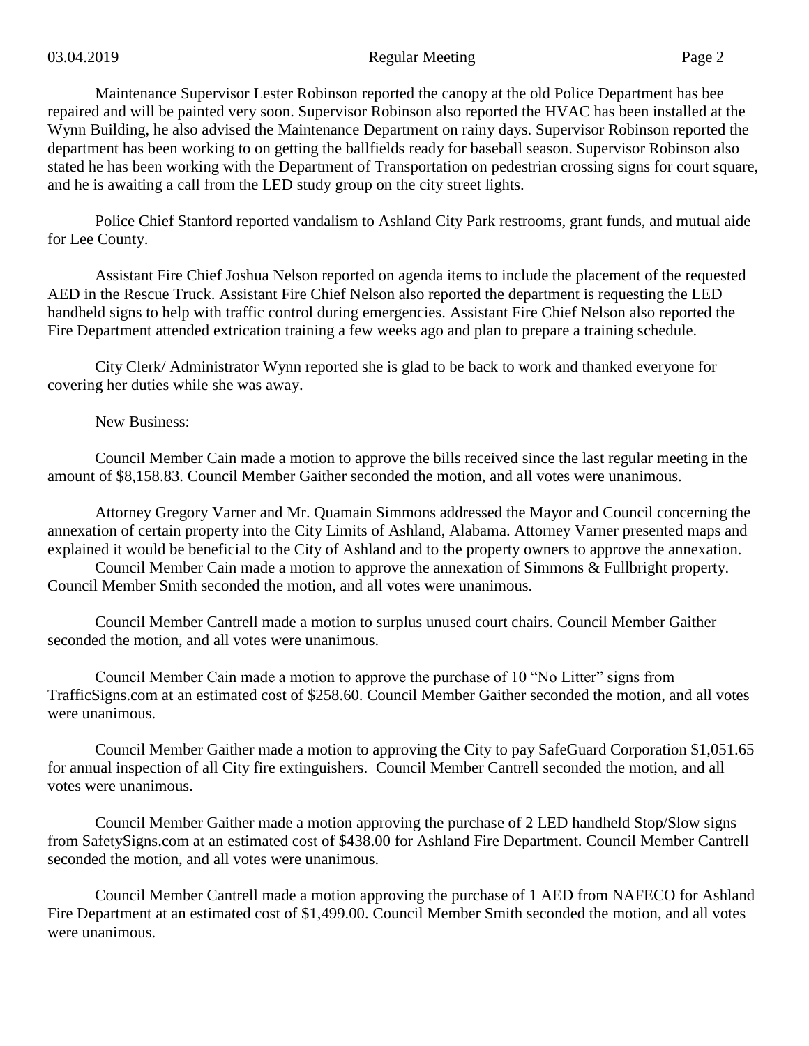Maintenance Supervisor Lester Robinson reported the canopy at the old Police Department has bee repaired and will be painted very soon. Supervisor Robinson also reported the HVAC has been installed at the Wynn Building, he also advised the Maintenance Department on rainy days. Supervisor Robinson reported the department has been working to on getting the ballfields ready for baseball season. Supervisor Robinson also stated he has been working with the Department of Transportation on pedestrian crossing signs for court square, and he is awaiting a call from the LED study group on the city street lights.

Police Chief Stanford reported vandalism to Ashland City Park restrooms, grant funds, and mutual aide for Lee County.

Assistant Fire Chief Joshua Nelson reported on agenda items to include the placement of the requested AED in the Rescue Truck. Assistant Fire Chief Nelson also reported the department is requesting the LED handheld signs to help with traffic control during emergencies. Assistant Fire Chief Nelson also reported the Fire Department attended extrication training a few weeks ago and plan to prepare a training schedule.

City Clerk/ Administrator Wynn reported she is glad to be back to work and thanked everyone for covering her duties while she was away.

New Business:

Council Member Cain made a motion to approve the bills received since the last regular meeting in the amount of $8,158.83. Council Member Gaither seconded the motion, and all votes were unanimous.

Attorney Gregory Varner and Mr. Quamain Simmons addressed the Mayor and Council concerning the annexation of certain property into the City Limits of Ashland, Alabama. Attorney Varner presented maps and explained it would be beneficial to the City of Ashland and to the property owners to approve the annexation.
Council Member Cain made a motion to approve the annexation of Simmons & Fullbright property. Council Member Smith seconded the motion, and all votes were unanimous.

Council Member Cantrell made a motion to surplus unused court chairs. Council Member Gaither seconded the motion, and all votes were unanimous.

Council Member Cain made a motion to approve the purchase of 10 "No Litter" signs from TrafficSigns.com at an estimated cost of $258.60. Council Member Gaither seconded the motion, and all votes were unanimous.

Council Member Gaither made a motion to approving the City to pay SafeGuard Corporation $1,051.65 for annual inspection of all City fire extinguishers. Council Member Cantrell seconded the motion, and all votes were unanimous.

Council Member Gaither made a motion approving the purchase of 2 LED handheld Stop/Slow signs from SafetySigns.com at an estimated cost of $438.00 for Ashland Fire Department. Council Member Cantrell seconded the motion, and all votes were unanimous.

Council Member Cantrell made a motion approving the purchase of 1 AED from NAFECO for Ashland Fire Department at an estimated cost of $1,499.00. Council Member Smith seconded the motion, and all votes were unanimous.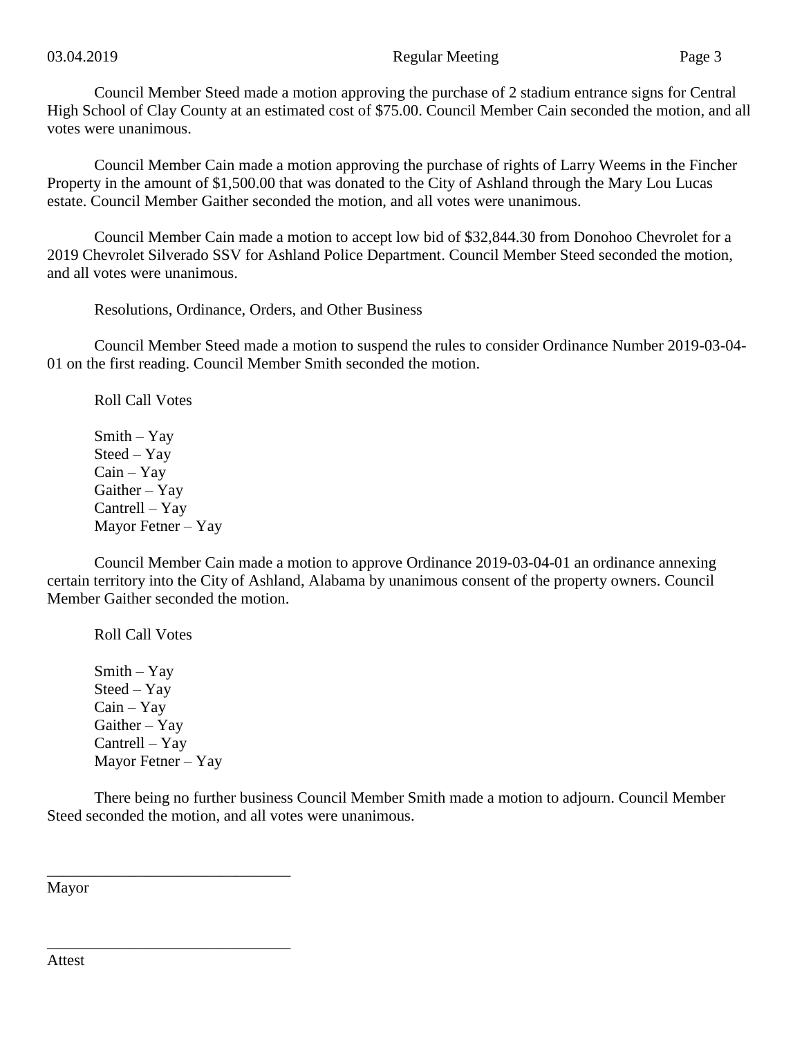Council Member Steed made a motion approving the purchase of 2 stadium entrance signs for Central High School of Clay County at an estimated cost of $75.00. Council Member Cain seconded the motion, and all votes were unanimous.

Council Member Cain made a motion approving the purchase of rights of Larry Weems in the Fincher Property in the amount of $1,500.00 that was donated to the City of Ashland through the Mary Lou Lucas estate. Council Member Gaither seconded the motion, and all votes were unanimous.

Council Member Cain made a motion to accept low bid of $32,844.30 from Donohoo Chevrolet for a 2019 Chevrolet Silverado SSV for Ashland Police Department. Council Member Steed seconded the motion, and all votes were unanimous.

Resolutions, Ordinance, Orders, and Other Business

Council Member Steed made a motion to suspend the rules to consider Ordinance Number 2019-03-04-01 on the first reading. Council Member Smith seconded the motion.

Roll Call Votes

Smith – Yay
Steed – Yay
Cain – Yay
Gaither – Yay
Cantrell – Yay
Mayor Fetner – Yay

Council Member Cain made a motion to approve Ordinance 2019-03-04-01 an ordinance annexing certain territory into the City of Ashland, Alabama by unanimous consent of the property owners. Council Member Gaither seconded the motion.

Roll Call Votes

Smith – Yay
Steed – Yay
Cain – Yay
Gaither – Yay
Cantrell – Yay
Mayor Fetner – Yay

There being no further business Council Member Smith made a motion to adjourn. Council Member Steed seconded the motion, and all votes were unanimous.

_______________________________
Mayor

_______________________________
Attest